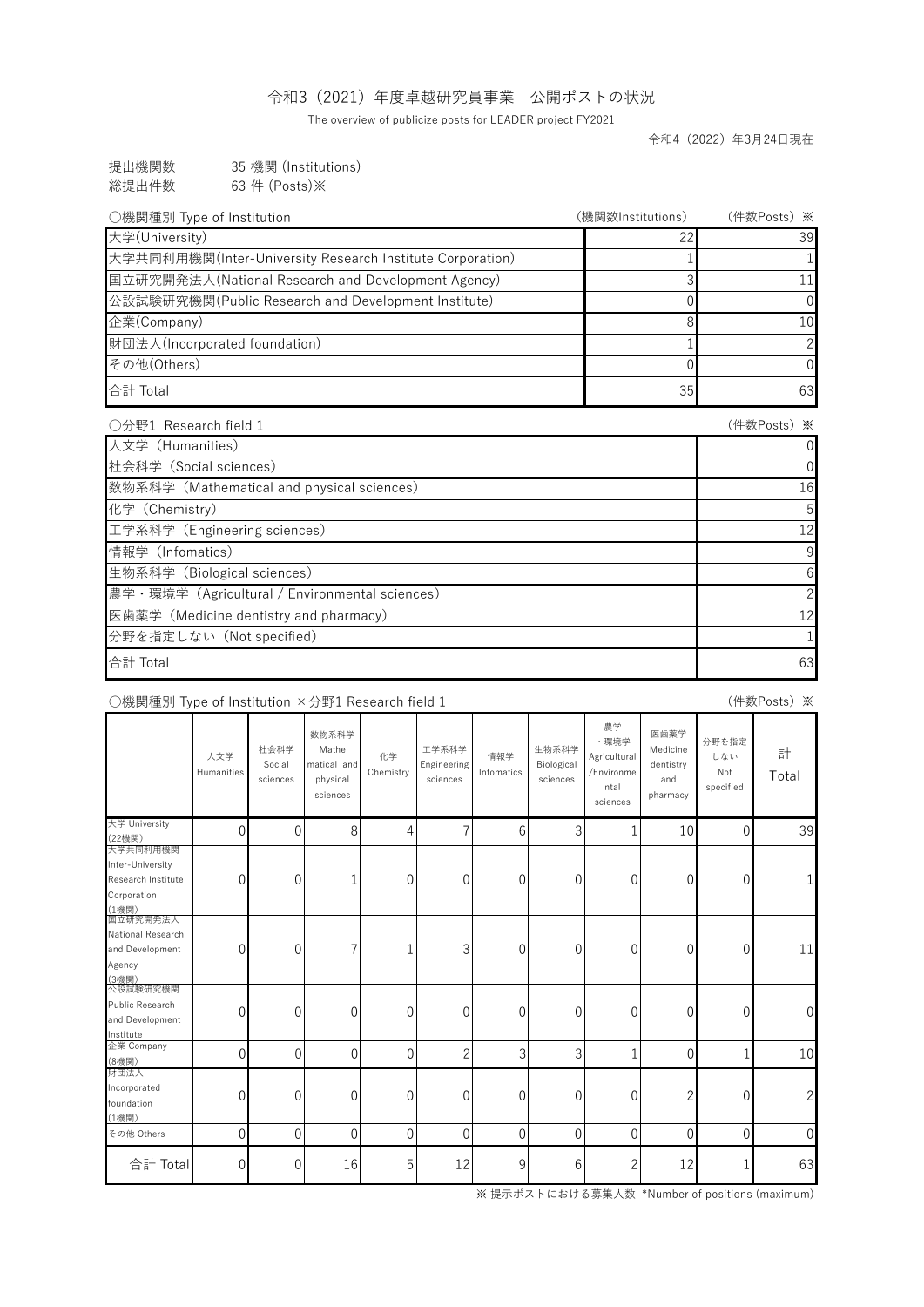# 令和3（2021）年度卓越研究員事業　公開ポストの状況

The overview of publicize posts for LEADER project FY2021

令和4（2022）年3月24日現在

提出機関数　35 機関 (Institutions)
総提出件数　63 件 (Posts)※

○機関種別 Type of Institution

| | (機関数Institutions) | (件数Posts) ※ |
|---|---|---|
| 大学(University) | 22 | 39 |
| 大学共同利用機関(Inter-University Research Institute Corporation) | 1 | 1 |
| 国立研究開発法人(National Research and Development Agency) | 3 | 11 |
| 公設試験研究機関(Public Research and Development Institute) | 0 | 0 |
| 企業(Company) | 8 | 10 |
| 財団法人(Incorporated foundation) | 1 | 2 |
| その他(Others) | 0 | 0 |
| 合計 Total | 35 | 63 |

○分野1 Research field 1

| | (件数Posts) ※ |
|---|---|
| 人文学（Humanities） | 0 |
| 社会科学（Social sciences） | 0 |
| 数物系科学（Mathematical and physical sciences） | 16 |
| 化学（Chemistry） | 5 |
| 工学系科学（Engineering sciences） | 12 |
| 情報学（Infomatics） | 9 |
| 生物系科学（Biological sciences） | 6 |
| 農学・環境学（Agricultural / Environmental sciences） | 2 |
| 医歯薬学（Medicine dentistry and pharmacy） | 12 |
| 分野を指定しない（Not specified） | 1 |
| 合計 Total | 63 |

○機関種別 Type of Institution ×分野1 Research field 1

(件数Posts) ※

| | 人文学 Humanities | 社会科学 Social sciences | 数物系科学 Mathematical and physical sciences | 化学 Chemistry | 工学系科学 Engineering sciences | 情報学 Infomatics | 生物系科学 Biological sciences | 農学・環境学 Agricultural/Environmental sciences | 医歯薬学 Medicine dentistry and pharmacy | 分野を指定しない Not specified | 計 Total |
|---|---|---|---|---|---|---|---|---|---|---|---|
| 大学 University (22機関) | 0 | 0 | 8 | 4 | 7 | 6 | 3 | 1 | 10 | 0 | 39 |
| 大学共同利用機関 Inter-University Research Institute Corporation (1機関) | 0 | 0 | 1 | 0 | 0 | 0 | 0 | 0 | 0 | 0 | 1 |
| 国立研究開発法人 National Research and Development Agency (3機関) | 0 | 0 | 7 | 1 | 3 | 0 | 0 | 0 | 0 | 0 | 11 |
| 公設試験研究機関 Public Research and Development Institute | 0 | 0 | 0 | 0 | 0 | 0 | 0 | 0 | 0 | 0 | 0 |
| 企業 Company (8機関) | 0 | 0 | 0 | 0 | 2 | 3 | 3 | 1 | 0 | 1 | 10 |
| 財団法人 Incorporated foundation (1機関) | 0 | 0 | 0 | 0 | 0 | 0 | 0 | 0 | 2 | 0 | 2 |
| その他 Others | 0 | 0 | 0 | 0 | 0 | 0 | 0 | 0 | 0 | 0 | 0 |
| 合計 Total | 0 | 0 | 16 | 5 | 12 | 9 | 6 | 2 | 12 | 1 | 63 |

※ 提示ポストにおける募集人数 *Number of positions (maximum)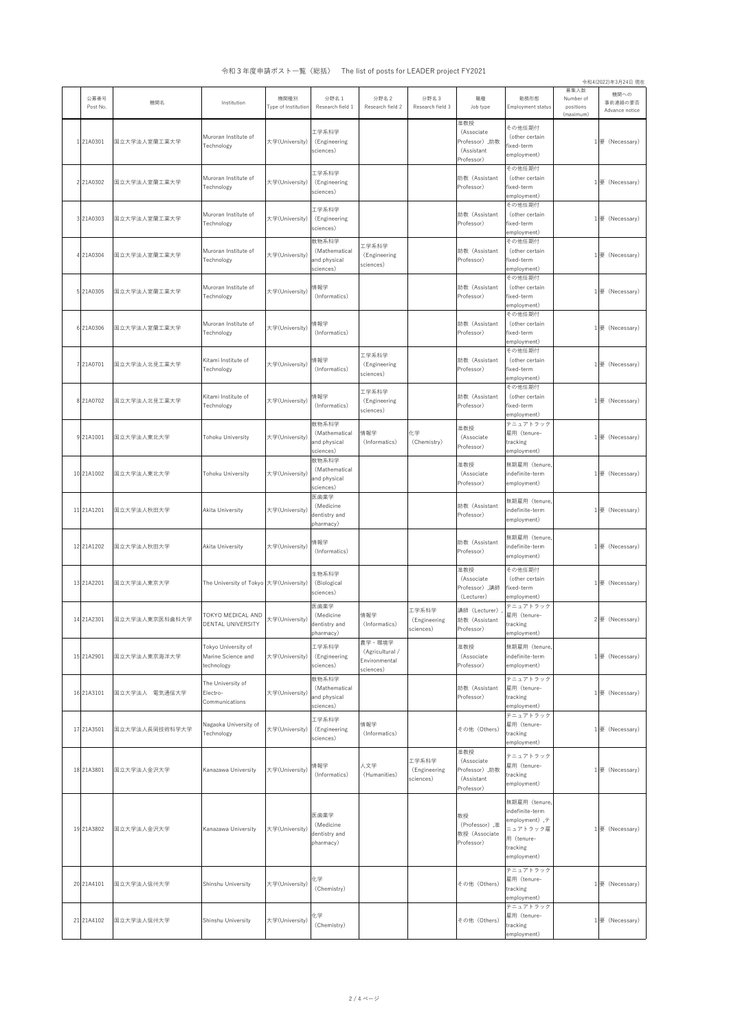# 令和３年度申請ポスト一覧（総括）　The list of posts for LEADER project FY2021

令和4(2022)年3月24日 現在

| | 公募番号 Post No. | 機関名 | Institution | 機関種別 Type of Institution | 分野名１ Research field 1 | 分野名２ Research field 2 | 分野名３ Research field 3 | 職種 Job type | 勤務形態 Employment status | 募集人数 Number of positions (maximum) | 機関への事前連絡の要否 Advance notice |
|---|---|---|---|---|---|---|---|---|---|---|---|
| 1 | 21A0301 | 国立大学法人室蘭工業大学 | Muroran Institute of Technology | 大学(University) | 工学系科学（Engineering sciences） | | | 准教授（Associate Professor）,助教（Assistant Professor） | その他任期付（other certain fixed-term employment） | 1 | 要（Necessary） |
| 2 | 21A0302 | 国立大学法人室蘭工業大学 | Muroran Institute of Technology | 大学(University) | 工学系科学（Engineering sciences） | | | 助教（Assistant Professor） | その他任期付（other certain fixed-term employment） | 1 | 要（Necessary） |
| 3 | 21A0303 | 国立大学法人室蘭工業大学 | Muroran Institute of Technology | 大学(University) | 工学系科学（Engineering sciences） | | | 助教（Assistant Professor） | その他任期付（other certain fixed-term employment） | 1 | 要（Necessary） |
| 4 | 21A0304 | 国立大学法人室蘭工業大学 | Muroran Institute of Technology | 大学(University) | 数物系科学（Mathematical and physical sciences） | 工学系科学（Engineering sciences） | | 助教（Assistant Professor） | その他任期付（other certain fixed-term employment） | 1 | 要（Necessary） |
| 5 | 21A0305 | 国立大学法人室蘭工業大学 | Muroran Institute of Technology | 大学(University) | 情報学（Informatics） | | | 助教（Assistant Professor） | その他任期付（other certain fixed-term employment） | 1 | 要（Necessary） |
| 6 | 21A0306 | 国立大学法人室蘭工業大学 | Muroran Institute of Technology | 大学(University) | 情報学（Informatics） | | | 助教（Assistant Professor） | その他任期付（other certain fixed-term employment） | 1 | 要（Necessary） |
| 7 | 21A0701 | 国立大学法人北見工業大学 | Kitami Institute of Technology | 大学(University) | 情報学（Informatics） | 工学系科学（Engineering sciences） | | 助教（Assistant Professor） | その他任期付（other certain fixed-term employment） | 1 | 要（Necessary） |
| 8 | 21A0702 | 国立大学法人北見工業大学 | Kitami Institute of Technology | 大学(University) | 情報学（Informatics） | 工学系科学（Engineering sciences） | | 助教（Assistant Professor） | その他任期付（other certain fixed-term employment） | 1 | 要（Necessary） |
| 9 | 21A1001 | 国立大学法人東北大学 | Tohoku University | 大学(University) | 数物系科学（Mathematical and physical sciences） | 情報学（Informatics） | 化学（Chemistry） | 准教授（Associate Professor） | テニュアトラック雇用（tenure-tracking employment） | 1 | 要（Necessary） |
| 10 | 21A1002 | 国立大学法人東北大学 | Tohoku University | 大学(University) | 数物系科学（Mathematical and physical sciences） | | | 准教授（Associate Professor） | 無期雇用（tenure, indefinite-term employment） | 1 | 要（Necessary） |
| 11 | 21A1201 | 国立大学法人秋田大学 | Akita University | 大学(University) | 医歯薬学（Medicine dentistry and pharmacy） | | | 助教（Assistant Professor） | 無期雇用（tenure, indefinite-term employment） | 1 | 要（Necessary） |
| 12 | 21A1202 | 国立大学法人秋田大学 | Akita University | 大学(University) | 情報学（Informatics） | | | 助教（Assistant Professor） | 無期雇用（tenure, indefinite-term employment） | 1 | 要（Necessary） |
| 13 | 21A2201 | 国立大学法人東京大学 | The University of Tokyo | 大学(University) | 生物系科学（Biological sciences） | | | 准教授（Associate Professor）,講師（Lecturer） | その他任期付（other certain fixed-term employment） | 1 | 要（Necessary） |
| 14 | 21A2301 | 国立大学法人東京医科歯科大学 | TOKYO MEDICAL AND DENTAL UNIVERSITY | 大学(University) | 医歯薬学（Medicine dentistry and pharmacy） | 情報学（Informatics） | 工学系科学（Engineering sciences） | 講師（Lecturer）,助教（Assistant Professor） | テニュアトラック雇用（tenure-tracking employment） | 2 | 要（Necessary） |
| 15 | 21A2901 | 国立大学法人東京海洋大学 | Tokyo University of Marine Science and technology | 大学(University) | 工学系科学（Engineering sciences） | 農学・環境学（Agricultural / Environmental sciences） | | 准教授（Associate Professor） | 無期雇用（tenure, indefinite-term employment） | 1 | 要（Necessary） |
| 16 | 21A3101 | 国立大学法人　電気通信大学 | The University of Electro-Communications | 大学(University) | 数物系科学（Mathematical and physical sciences） | | | 助教（Assistant Professor） | テニュアトラック雇用（tenure-tracking employment） | 1 | 要（Necessary） |
| 17 | 21A3501 | 国立大学法人長岡技術科学大学 | Nagaoka University of Technology | 大学(University) | 工学系科学（Engineering sciences） | 情報学（Informatics） | | その他（Others） | テニュアトラック雇用（tenure-tracking employment） | 1 | 要（Necessary） |
| 18 | 21A3801 | 国立大学法人金沢大学 | Kanazawa University | 大学(University) | 情報学（Informatics） | 人文学（Humanities） | 工学系科学（Engineering sciences） | 准教授（Associate Professor）,助教（Assistant Professor） | テニュアトラック雇用（tenure-tracking employment） | 1 | 要（Necessary） |
| 19 | 21A3802 | 国立大学法人金沢大学 | Kanazawa University | 大学(University) | 医歯薬学（Medicine dentistry and pharmacy） | | | 教授（Professor）,准教授（Associate Professor） | 無期雇用（tenure, indefinite-term employment）,テニュアトラック雇用（tenure-tracking employment） | 1 | 要（Necessary） |
| 20 | 21A4101 | 国立大学法人信州大学 | Shinshu University | 大学(University) | 化学（Chemistry） | | | その他（Others） | テニュアトラック雇用（tenure-tracking employment） | 1 | 要（Necessary） |
| 21 | 21A4102 | 国立大学法人信州大学 | Shinshu University | 大学(University) | 化学（Chemistry） | | | その他（Others） | テニュアトラック雇用（tenure-tracking employment） | 1 | 要（Necessary） |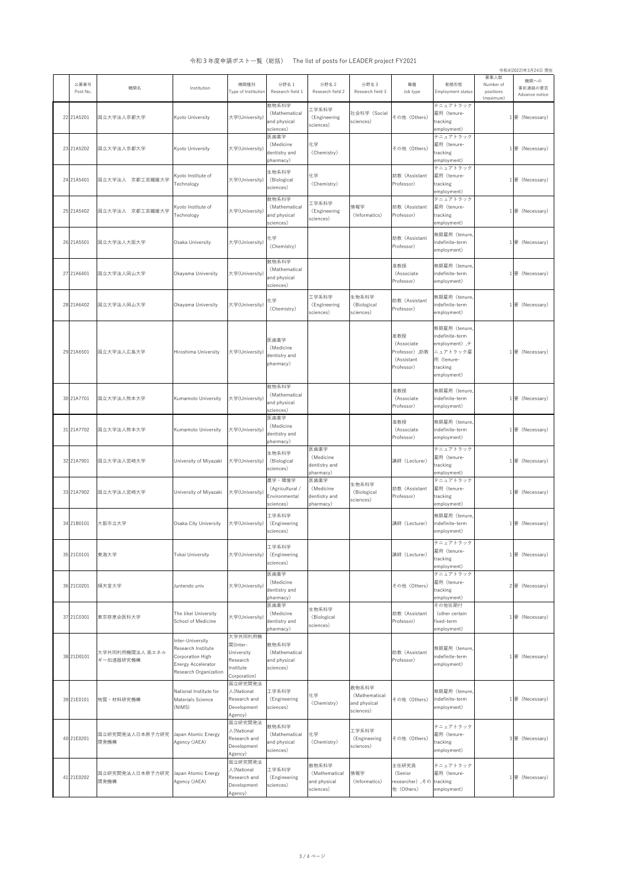令和３年度申請ポスト一覧（総括）　The list of posts for LEADER project FY2021

令和4(2022)年3月24日 現在

| | 公募番号 Post No. | 機関名 | Institution | 機関種別 Type of Institution | 分野名１ Research field 1 | 分野名２ Research field 2 | 分野名３ Research field 3 | 職種 Job type | 勤務形態 Employment status | 募集人数 Number of positions (maximum) | 機関への事前連絡の要否 Advance notice |
|---|---|---|---|---|---|---|---|---|---|---|---|
| 22 | 21A5201 | 国立大学法人京都大学 | Kyoto University | 大学(University) | 数物系科学（Mathematical and physical sciences） | 工学系科学（Engineering sciences） | 社会科学（Social sciences） | その他（Others） | テニュアトラック雇用（tenure-tracking employment） | 1 | 要（Necessary） |
| 23 | 21A5202 | 国立大学法人京都大学 | Kyoto University | 大学(University) | 医歯薬学（Medicine dentistry and pharmacy） | 化学（Chemistry） | | その他（Others） | テニュアトラック雇用（tenure-tracking employment） | 1 | 要（Necessary） |
| 24 | 21A5401 | 国立大学法人　京都工芸繊維大学 | Kyoto Institute of Technology | 大学(University) | 生物系科学（Biological sciences） | 化学（Chemistry） | | 助教（Assistant Professor） | テニュアトラック雇用（tenure-tracking employment） | 1 | 要（Necessary） |
| 25 | 21A5402 | 国立大学法人　京都工芸繊維大学 | Kyoto Institute of Technology | 大学(University) | 数物系科学（Mathematical and physical sciences） | 工学系科学（Engineering sciences） | 情報学（Informatics） | 助教（Assistant Professor） | テニュアトラック雇用（tenure-tracking employment） | 1 | 要（Necessary） |
| 26 | 21A5501 | 国立大学法人大阪大学 | Osaka University | 大学(University) | 化学（Chemistry） | | | 助教（Assistant Professor） | 無期雇用（tenure, indefinite-term employment） | 1 | 要（Necessary） |
| 27 | 21A6401 | 国立大学法人岡山大学 | Okayama University | 大学(University) | 数物系科学（Mathematical and physical sciences） | | | 准教授（Associate Professor） | 無期雇用（tenure, indefinite-term employment） | 1 | 要（Necessary） |
| 28 | 21A6402 | 国立大学法人岡山大学 | Okayama University | 大学(University) | 化学（Chemistry） | 工学系科学（Engineering sciences） | 生物系科学（Biological sciences） | 助教（Assistant Professor） | 無期雇用（tenure, indefinite-term employment） | 1 | 要（Necessary） |
| 29 | 21A6501 | 国立大学法人広島大学 | Hiroshima University | 大学(University) | 医歯薬学（Medicine dentistry and pharmacy） | | | 准教授（Associate Professor）,助教（Assistant Professor） | 無期雇用（tenure, indefinite-term employment）,テニュアトラック雇用（tenure-tracking employment） | 1 | 要（Necessary） |
| 30 | 21A7701 | 国立大学法人熊本大学 | Kumamoto University | 大学(University) | 数物系科学（Mathematical and physical sciences） | | | 准教授（Associate Professor） | 無期雇用（tenure, indefinite-term employment） | 1 | 要（Necessary） |
| 31 | 21A7702 | 国立大学法人熊本大学 | Kumamoto University | 大学(University) | 医歯薬学（Medicine dentistry and pharmacy） | | | 准教授（Associate Professor） | 無期雇用（tenure, indefinite-term employment） | 1 | 要（Necessary） |
| 32 | 21A7901 | 国立大学法人宮崎大学 | University of Miyazaki | 大学(University) | 生物系科学（Biological sciences） | 医歯薬学（Medicine dentistry and pharmacy） | | 講師（Lecturer） | テニュアトラック雇用（tenure-tracking employment） | 1 | 要（Necessary） |
| 33 | 21A7902 | 国立大学法人宮崎大学 | University of Miyazaki | 大学(University) | 農学・環境学（Agricultural / Environmental sciences） | 医歯薬学（Medicine dentistry and pharmacy） | 生物系科学（Biological sciences） | 助教（Assistant Professor） | テニュアトラック雇用（tenure-tracking employment） | 1 | 要（Necessary） |
| 34 | 21B0101 | 大阪市立大学 | Osaka City University | 大学(University) | 工学系科学（Engineering sciences） | | | 講師（Lecturer） | 無期雇用（tenure, indefinite-term employment） | 1 | 要（Necessary） |
| 35 | 21C0101 | 東海大学 | Tokai University | 大学(University) | 工学系科学（Engineering sciences） | | | 講師（Lecturer） | テニュアトラック雇用（tenure-tracking employment） | 1 | 要（Necessary） |
| 36 | 21C0201 | 順天堂大学 | Juntendo univ | 大学(University) | 医歯薬学（Medicine dentistry and pharmacy） | | | その他（Others） | テニュアトラック雇用（tenure-tracking employment） | 2 | 要（Necessary） |
| 37 | 21C0301 | 東京慈恵会医科大学 | The Jikei University School of Medicine | 大学(University) | 医歯薬学（Medicine dentistry and pharmacy） | 生物系科学（Biological sciences） | | 助教（Assistant Professor） | その他任期付（other certain fixed-term employment） | 1 | 要（Necessary） |
| 38 | 21D0101 | 大学共同利用機関法人 高エネルギー加速器研究機構 | Inter-University Research Institute Corporation High Energy Accelerator Research Organization | 大学共同利用機関(Inter-University Research Institute Corporation) | 数物系科学（Mathematical and physical sciences） | | | 助教（Assistant Professor） | 無期雇用（tenure, indefinite-term employment） | 1 | 要（Necessary） |
| 39 | 21E0101 | 物質・材料研究機構 | National Institute for Materials Science (NIMS) | 国立研究開発法人(National Research and Development Agency) | 工学系科学（Engineering sciences） | 化学（Chemistry） | 数物系科学（Mathematical and physical sciences） | その他（Others） | 無期雇用（tenure, indefinite-term employment） | 1 | 要（Necessary） |
| 40 | 21E0201 | 国立研究開発法人日本原子力研究開発機構 | Japan Atomic Energy Agency (JAEA) | 国立研究開発法人(National Research and Development Agency) | 数物系科学（Mathematical and physical sciences） | 化学（Chemistry） | 工学系科学（Engineering sciences） | その他（Others） | テニュアトラック雇用（tenure-tracking employment） | 3 | 要（Necessary） |
| 41 | 21E0202 | 国立研究開発法人日本原子力研究開発機構 | Japan Atomic Energy Agency (JAEA) | 国立研究開発法人(National Research and Development Agency) | 工学系科学（Engineering sciences） | 数物系科学（Mathematical and physical sciences） | 情報学（Informatics） | 主任研究員（Senior researcher）,その他（Others） | テニュアトラック雇用（tenure-tracking employment） | 1 | 要（Necessary） |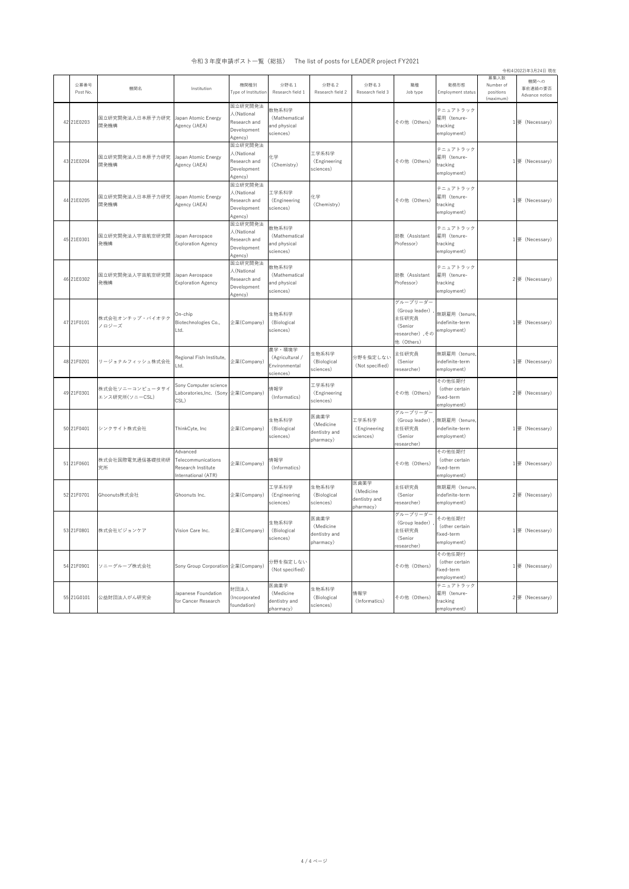# 令和３年度申請ポスト一覧（総括）　The list of posts for LEADER project FY2021

令和4(2022)年3月24日 現在

| | 公募番号 Post No. | 機関名 | Institution | 機関種別 Type of Institution | 分野名１ Research field 1 | 分野名２ Research field 2 | 分野名３ Research field 3 | 職種 Job type | 勤務形態 Employment status | 募集人数 Number of positions (maximum) | 機関への事前連絡の要否 Advance notice |
|---|---|---|---|---|---|---|---|---|---|---|---|
| 42 | 21E0203 | 国立研究開発法人日本原子力研究開発機構 | Japan Atomic Energy Agency (JAEA) | 国立研究開発法人(National Research and Development Agency) | 数物系科学（Mathematical and physical sciences） | | | その他（Others） | テニュアトラック雇用（tenure-tracking employment） | 1 | 要（Necessary） |
| 43 | 21E0204 | 国立研究開発法人日本原子力研究開発機構 | Japan Atomic Energy Agency (JAEA) | 国立研究開発法人(National Research and Development Agency) | 化学（Chemistry） | 工学系科学（Engineering sciences） | | その他（Others） | テニュアトラック雇用（tenure-tracking employment） | 1 | 要（Necessary） |
| 44 | 21E0205 | 国立研究開発法人日本原子力研究開発機構 | Japan Atomic Energy Agency (JAEA) | 国立研究開発法人(National Research and Development Agency) | 工学系科学（Engineering sciences） | 化学（Chemistry） | | その他（Others） | テニュアトラック雇用（tenure-tracking employment） | 1 | 要（Necessary） |
| 45 | 21E0301 | 国立研究開発法人宇宙航空研究開発機構 | Japan Aerospace Exploration Agency | 国立研究開発法人(National Research and Development Agency) | 数物系科学（Mathematical and physical sciences） | | | 助教（Assistant Professor） | テニュアトラック雇用（tenure-tracking employment） | 1 | 要（Necessary） |
| 46 | 21E0302 | 国立研究開発法人宇宙航空研究開発機構 | Japan Aerospace Exploration Agency | 国立研究開発法人(National Research and Development Agency) | 数物系科学（Mathematical and physical sciences） | | | 助教（Assistant Professor） | テニュアトラック雇用（tenure-tracking employment） | 2 | 要（Necessary） |
| 47 | 21F0101 | 株式会社オンチップ・バイオテクノロジーズ | On-chip Biotechnologies Co., Ltd. | 企業(Company) | 生物系科学（Biological sciences） | | | グループリーダー（Group leader）,主任研究員（Senior researcher）,その他（Others） | 無期雇用（tenure, indefinite-term employment） | 1 | 要（Necessary） |
| 48 | 21F0201 | リージョナルフィッシュ株式会社 | Regional Fish Institute, Ltd. | 企業(Company) | 農学・環境学（Agricultural / Environmental sciences） | 生物系科学（Biological sciences） | 分野を指定しない（Not specified） | 主任研究員（Senior researcher） | 無期雇用（tenure, indefinite-term employment） | 1 | 要（Necessary） |
| 49 | 21F0301 | 株式会社ソニーコンピュータサイエンス研究所(ソニーCSL) | Sony Computer science Laboratories,Inc.（Sony CSL） | 企業(Company) | 情報学（Informatics） | 工学系科学（Engineering sciences） | | その他（Others） | その他任期付（other certain fixed-term employment） | 2 | 要（Necessary） |
| 50 | 21F0401 | シンクサイト株式会社 | ThinkCyte, Inc | 企業(Company) | 生物系科学（Biological sciences） | 医歯薬学（Medicine dentistry and pharmacy） | 工学系科学（Engineering sciences） | グループリーダー（Group leader）,主任研究員（Senior researcher） | 無期雇用（tenure, indefinite-term employment） | 1 | 要（Necessary） |
| 51 | 21F0601 | 株式会社国際電気通信基礎技術研究所 | Advanced Telecommunications Research Institute International (ATR) | 企業(Company) | 情報学（Informatics） | | | その他（Others） | その他任期付（other certain fixed-term employment） | 1 | 要（Necessary） |
| 52 | 21F0701 | Ghoonuts株式会社 | Ghoonuts Inc. | 企業(Company) | 工学系科学（Engineering sciences） | 生物系科学（Biological sciences） | 医歯薬学（Medicine dentistry and pharmacy） | 主任研究員（Senior researcher） | 無期雇用（tenure, indefinite-term employment） | 2 | 要（Necessary） |
| 53 | 21F0801 | 株式会社ビジョンケア | Vision Care Inc. | 企業(Company) | 生物系科学（Biological sciences） | 医歯薬学（Medicine dentistry and pharmacy） | | グループリーダー（Group leader）,主任研究員（Senior researcher） | その他任期付（other certain fixed-term employment） | 1 | 要（Necessary） |
| 54 | 21F0901 | ソニーグループ株式会社 | Sony Group Corporation | 企業(Company) | 分野を指定しない（Not specified） | | | その他（Others） | その他任期付（other certain fixed-term employment） | 1 | 要（Necessary） |
| 55 | 21G0101 | 公益財団法人がん研究会 | Japanese Foundation for Cancer Research | 財団法人(Incorporated foundation) | 医歯薬学（Medicine dentistry and pharmacy） | 生物系科学（Biological sciences） | 情報学（Informatics） | その他（Others） | テニュアトラック雇用（tenure-tracking employment） | 2 | 要（Necessary） |